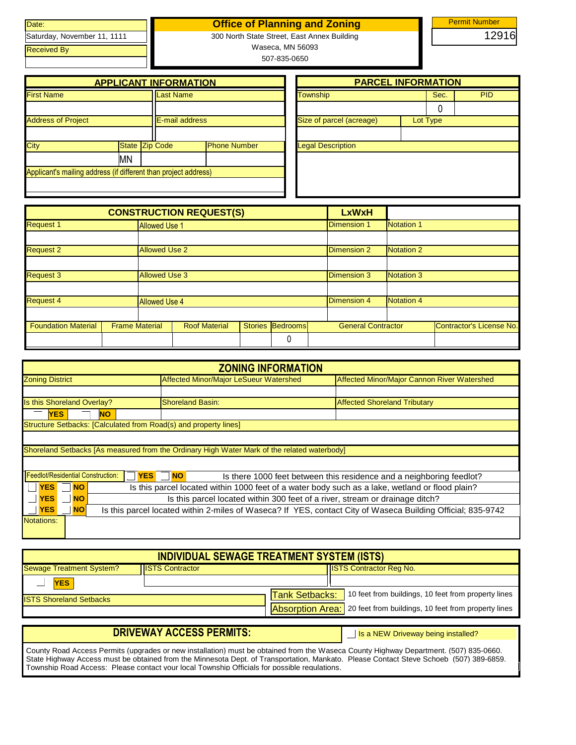| Date: |
|---|
| Saturday, November 11, 1111 |
| Received By |
| |

# Office of Planning and Zoning

300 North State Street, East Annex Building
Waseca, MN 56093
507-835-0650

| Permit Number |
|---|
| 12916 |

## APPLICANT INFORMATION

| First Name | Last Name | | |
|---|---|---|---|
| | | | |
| Address of Project | E-mail address | | |
| | | | |
| City | State | Zip Code | Phone Number |
| | MN | | |
| Applicant's mailing address (if different than project address) | | | |
| | | | |

## PARCEL INFORMATION

| Township | Sec. | PID |
|---|---|---|
| | 0 | |
| Size of parcel (acreage) | Lot Type | |
| | | |
| Legal Description | | |
| | | |

## CONSTRUCTION REQUEST(S)

| | | LxWxH | |
|---|---|---|---|
| Request 1 | Allowed Use 1 | Dimension 1 | Notation 1 |
| | | | |
| Request 2 | Allowed Use 2 | Dimension 2 | Notation 2 |
| | | | |
| Request 3 | Allowed Use 3 | Dimension 3 | Notation 3 |
| | | | |
| Request 4 | Allowed Use 4 | Dimension 4 | Notation 4 |
| | | | |

| Foundation Material | Frame Material | Roof Material | Stories | Bedrooms | General Contractor | Contractor's License No. |
|---|---|---|---|---|---|---|
| | | | | 0 | | |

## ZONING INFORMATION

| Zoning District | Affected Minor/Major LeSueur Watershed | Affected Minor/Major Cannon River Watershed |
|---|---|---|
| | | |
| Is this Shoreland Overlay? | Shoreland Basin: | Affected Shoreland Tributary |
| YES NO | | |

Structure Setbacks: [Calculated from Road(s) and property lines]

Shoreland Setbacks [As measured from the Ordinary High Water Mark of the related waterbody]

Feedlot/Residential Construction: YES NO — Is there 1000 feet between this residence and a neighboring feedlot?

YES NO — Is this parcel located within 1000 feet of a water body such as a lake, wetland or flood plain?

YES NO — Is this parcel located within 300 feet of a river, stream or drainage ditch?

YES NO — Is this parcel located within 2-miles of Waseca? If YES, contact City of Waseca Building Official; 835-9742

Notations:

## INDIVIDUAL SEWAGE TREATMENT SYSTEM (ISTS)

| Sewage Treatment System? | ISTS Contractor | ISTS Contractor Reg No. |
|---|---|---|
| YES | | |

ISTS Shoreland Setbacks

Tank Setbacks: 10 feet from buildings, 10 feet from property lines

Absorption Area: 20 feet from buildings, 10 feet from property lines

## DRIVEWAY ACCESS PERMITS:

Is a NEW Driveway being installed?

County Road Access Permits (upgrades or new installation) must be obtained from the Waseca County Highway Department. (507) 835-0660.
State Highway Access must be obtained from the Minnesota Dept. of Transportation, Mankato. Please Contact Steve Schoeb (507) 389-6859.
Township Road Access: Please contact your local Township Officials for possible regulations.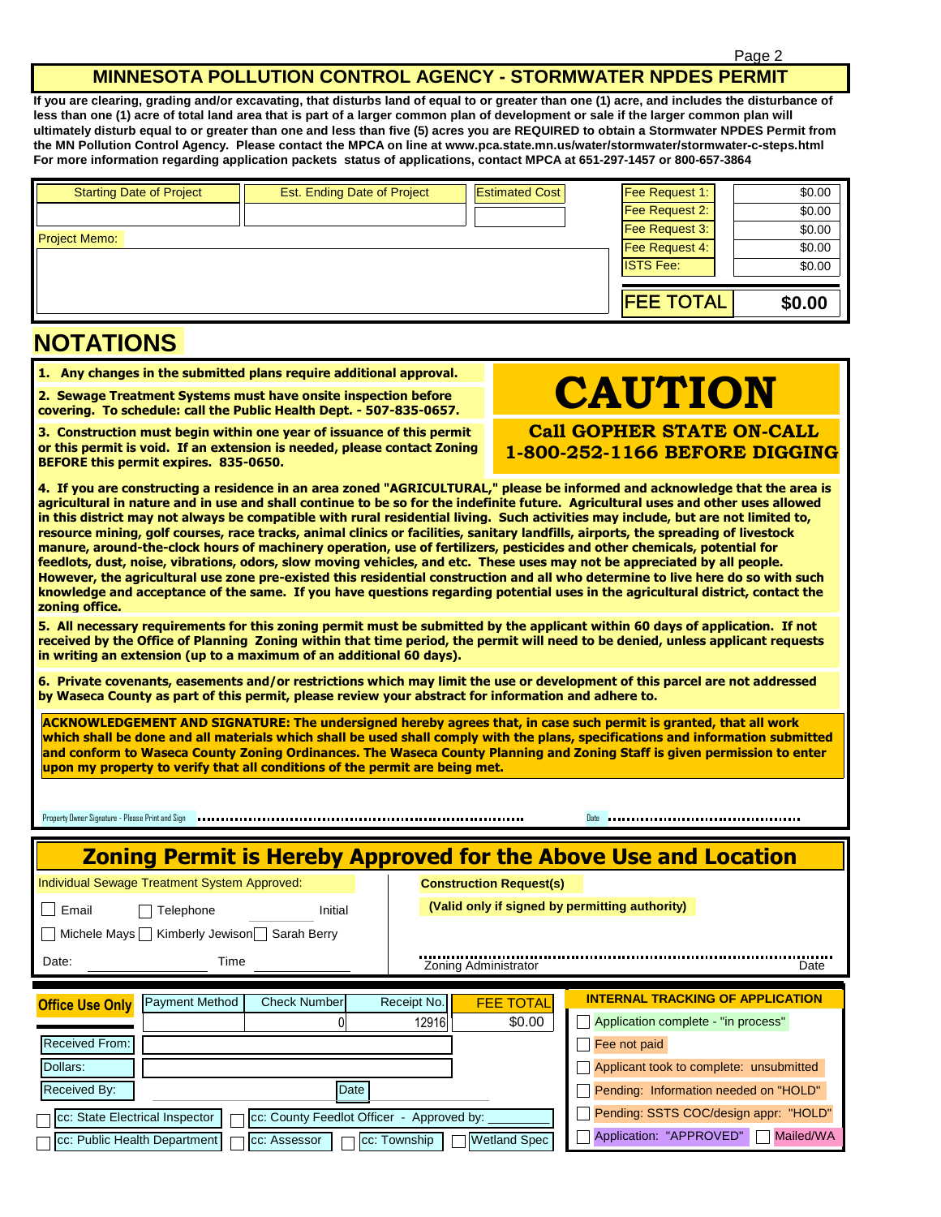## MINNESOTA POLLUTION CONTROL AGENCY - STORMWATER NPDES PERMIT

**If you are clearing, grading and/or excavating, that disturbs land of equal to or greater than one (1) acre, and includes the disturbance of less than one (1) acre of total land area that is part of a larger common plan of development or sale if the larger common plan will ultimately disturb equal to or greater than one and less than five (5) acres you are REQUIRED to obtain a Stormwater NPDES Permit from the MN Pollution Control Agency. Please contact the MPCA on line at www.pca.state.mn.us/water/stormwater/stormwater-c-steps.html For more information regarding application packets status of applications, contact MPCA at 651-297-1457 or 800-657-3864**

| Starting Date of Project | Est. Ending Date of Project | Estimated Cost |
| --- | --- | --- |
| | | |

Project Memo:

| | |
| --- | --- |
| Fee Request 1: | $0.00 |
| Fee Request 2: | $0.00 |
| Fee Request 3: | $0.00 |
| Fee Request 4: | $0.00 |
| ISTS Fee: | $0.00 |
| **FEE TOTAL** | **$0.00** |

## NOTATIONS

**1. Any changes in the submitted plans require additional approval.**

**2. Sewage Treatment Systems must have onsite inspection before covering. To schedule: call the Public Health Dept. - 507-835-0657.**

**3. Construction must begin within one year of issuance of this permit or this permit is void. If an extension is needed, please contact Zoning BEFORE this permit expires. 835-0650.**

# CAUTION

**Call GOPHER STATE ON-CALL 1-800-252-1166 BEFORE DIGGING**

**4. If you are constructing a residence in an area zoned "AGRICULTURAL," please be informed and acknowledge that the area is agricultural in nature and in use and shall continue to be so for the indefinite future. Agricultural uses and other uses allowed in this district may not always be compatible with rural residential living. Such activities may include, but are not limited to, resource mining, golf courses, race tracks, animal clinics or facilities, sanitary landfills, airports, the spreading of livestock manure, around-the-clock hours of machinery operation, use of fertilizers, pesticides and other chemicals, potential for feedlots, dust, noise, vibrations, odors, slow moving vehicles, and etc. These uses may not be appreciated by all people. However, the agricultural use zone pre-existed this residential construction and all who determine to live here do so with such knowledge and acceptance of the same. If you have questions regarding potential uses in the agricultural district, contact the zoning office.**

**5. All necessary requirements for this zoning permit must be submitted by the applicant within 60 days of application. If not received by the Office of Planning Zoning within that time period, the permit will need to be denied, unless applicant requests in writing an extension (up to a maximum of an additional 60 days).**

**6. Private covenants, easements and/or restrictions which may limit the use or development of this parcel are not addressed by Waseca County as part of this permit, please review your abstract for information and adhere to.**

**ACKNOWLEDGEMENT AND SIGNATURE: The undersigned hereby agrees that, in case such permit is granted, that all work which shall be done and all materials which shall be used shall comply with the plans, specifications and information submitted and conform to Waseca County Zoning Ordinances. The Waseca County Planning and Zoning Staff is given permission to enter upon my property to verify that all conditions of the permit are being met.**

Property Owner Signature - Please Print and Sign .................................................... Date ....................................

## Zoning Permit is Hereby Approved for the Above Use and Location

Individual Sewage Treatment System Approved:

☐ Email ☐ Telephone Initial

☐ Michele Mays ☐ Kimberly Jewison ☐ Sarah Berry

Date: ____________ Time ____________

**Construction Request(s)**

**(Valid only if signed by permitting authority)**

..................................................................................

Zoning Administrator Date

**Office Use Only**

| Payment Method | Check Number | Receipt No. | FEE TOTAL |
| --- | --- | --- | --- |
| | 0 | 12916 | $0.00 |

Received From:

Dollars:

Received By: Date

☐ cc: State Electrical Inspector ☐ cc: County Feedlot Officer - Approved by: ____________

☐ cc: Public Health Department ☐ cc: Assessor ☐ cc: Township ☐ Wetland Spec

**INTERNAL TRACKING OF APPLICATION**

- ☐ Application complete - "in process"
- ☐ Fee not paid
- ☐ Applicant took to complete: unsubmitted
- ☐ Pending: Information needed on "HOLD"
- ☐ Pending: SSTS COC/design appr: "HOLD"
- ☐ Application: "APPROVED" ☐ Mailed/WA